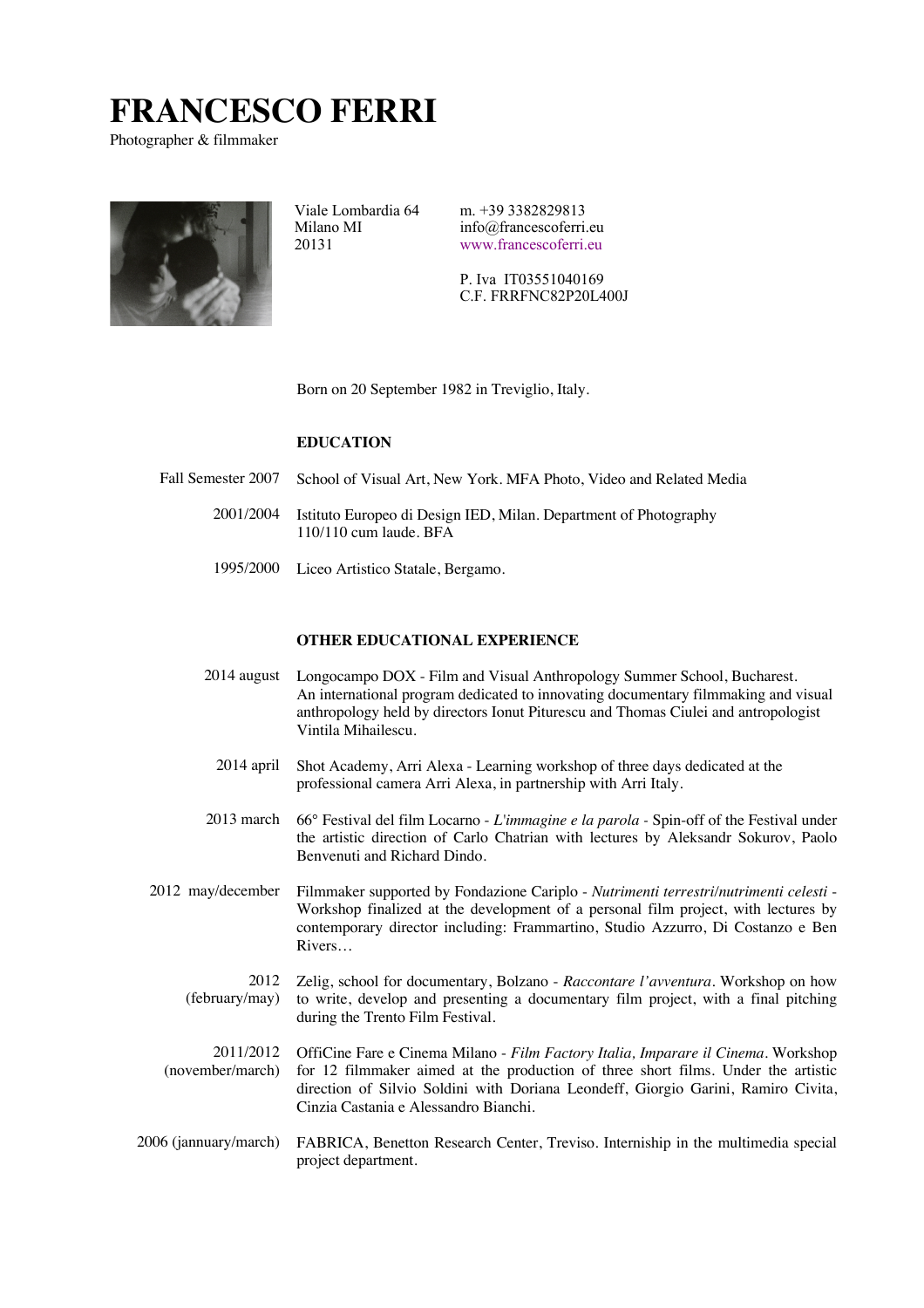# FRANCESCO FERRI

Photographer & filmmaker

Viale Lombardia 64
Milano MI
20131

m. +39 3382829813
info@francescoferri.eu
www.francescoferri.eu

P. Iva IT03551040169
C.F. FRRFNC82P20L400J

Born on 20 September 1982 in Treviglio, Italy.

## EDUCATION

| | |
|---|---|
| Fall Semester 2007 | School of Visual Art, New York. MFA Photo, Video and Related Media |
| 2001/2004 | Istituto Europeo di Design IED, Milan. Department of Photography 110/110 cum laude. BFA |
| 1995/2000 | Liceo Artistico Statale, Bergamo. |

## OTHER EDUCATIONAL EXPERIENCE

| | |
|---|---|
| 2014 august | Longocampo DOX - Film and Visual Anthropology Summer School, Bucharest. An international program dedicated to innovating documentary filmmaking and visual anthropology held by directors Ionut Piturescu and Thomas Ciulei and antropologist Vintila Mihailescu. |
| 2014 april | Shot Academy, Arri Alexa - Learning workshop of three days dedicated at the professional camera Arri Alexa, in partnership with Arri Italy. |
| 2013 march | 66° Festival del film Locarno - *L'immagine e la parola* - Spin-off of the Festival under the artistic direction of Carlo Chatrian with lectures by Aleksandr Sokurov, Paolo Benvenuti and Richard Dindo. |
| 2012 may/december | Filmmaker supported by Fondazione Cariplo - *Nutrimenti terrestri/nutrimenti celesti* - Workshop finalized at the development of a personal film project, with lectures by contemporary director including: Frammartino, Studio Azzurro, Di Costanzo e Ben Rivers… |
| 2012 (february/may) | Zelig, school for documentary, Bolzano - *Raccontare l'avventura*. Workshop on how to write, develop and presenting a documentary film project, with a final pitching during the Trento Film Festival. |
| 2011/2012 (november/march) | OffiCine Fare e Cinema Milano - *Film Factory Italia, Imparare il Cinema*. Workshop for 12 filmmaker aimed at the production of three short films. Under the artistic direction of Silvio Soldini with Doriana Leondeff, Giorgio Garini, Ramiro Civita, Cinzia Castania e Alessandro Bianchi. |
| 2006 (jannuary/march) | FABRICA, Benetton Research Center, Treviso. Internship in the multimedia special project department. |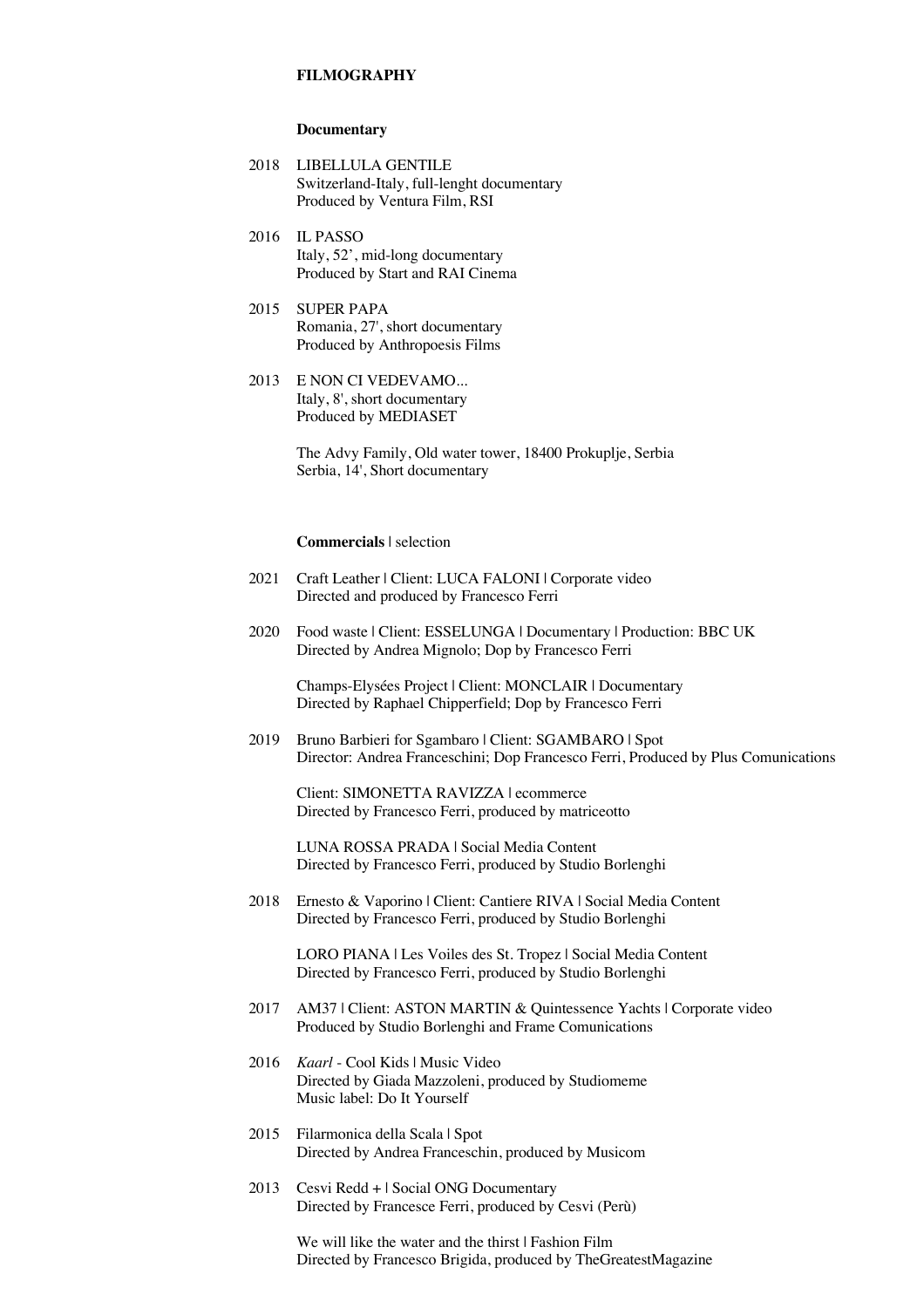# FILMOGRAPHY

## Documentary

2018 LIBELLULA GENTILE
Switzerland-Italy, full-lenght documentary
Produced by Ventura Film, RSI

2016 IL PASSO
Italy, 52', mid-long documentary
Produced by Start and RAI Cinema

2015 SUPER PAPA
Romania, 27', short documentary
Produced by Anthropoesis Films

2013 E NON CI VEDEVAMO...
Italy, 8', short documentary
Produced by MEDIASET

The Advy Family, Old water tower, 18400 Prokuplje, Serbia
Serbia, 14', Short documentary

## Commercials | selection

2021 Craft Leather | Client: LUCA FALONI | Corporate video
Directed and produced by Francesco Ferri

2020 Food waste | Client: ESSELUNGA | Documentary | Production: BBC UK
Directed by Andrea Mignolo; Dop by Francesco Ferri

Champs-Elysées Project | Client: MONCLAIR | Documentary
Directed by Raphael Chipperfield; Dop by Francesco Ferri

2019 Bruno Barbieri for Sgambaro | Client: SGAMBARO | Spot
Director: Andrea Franceschini; Dop Francesco Ferri, Produced by Plus Comunications

Client: SIMONETTA RAVIZZA | ecommerce
Directed by Francesco Ferri, produced by matriceotto

LUNA ROSSA PRADA | Social Media Content
Directed by Francesco Ferri, produced by Studio Borlenghi

2018 Ernesto & Vaporino | Client: Cantiere RIVA | Social Media Content
Directed by Francesco Ferri, produced by Studio Borlenghi

LORO PIANA | Les Voiles des St. Tropez | Social Media Content
Directed by Francesco Ferri, produced by Studio Borlenghi

2017 AM37 | Client: ASTON MARTIN & Quintessence Yachts | Corporate video
Produced by Studio Borlenghi and Frame Comunications

2016 *Kaarl* - Cool Kids | Music Video
Directed by Giada Mazzoleni, produced by Studiomeme
Music label: Do It Yourself

2015 Filarmonica della Scala | Spot
Directed by Andrea Franceschin, produced by Musicom

2013 Cesvi Redd + | Social ONG Documentary
Directed by Francesce Ferri, produced by Cesvi (Perù)

We will like the water and the thirst | Fashion Film
Directed by Francesco Brigida, produced by TheGreatestMagazine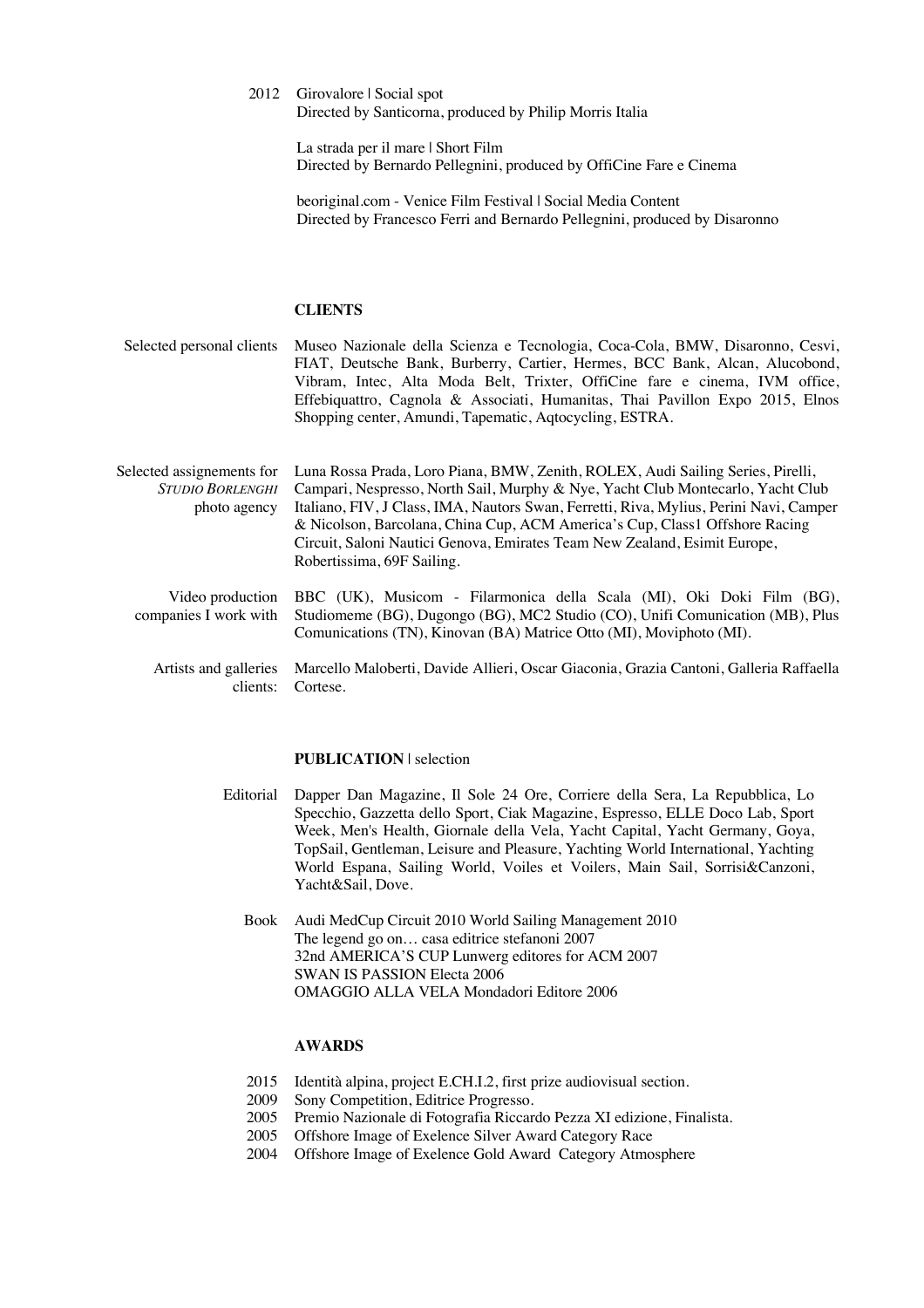2012 Girovalore | Social spot
Directed by Santicorna, produced by Philip Morris Italia

La strada per il mare | Short Film
Directed by Bernardo Pellegnini, produced by OffiCine Fare e Cinema

beoriginal.com - Venice Film Festival | Social Media Content
Directed by Francesco Ferri and Bernardo Pellegnini, produced by Disaronno

## CLIENTS

**Selected personal clients:** Museo Nazionale della Scienza e Tecnologia, Coca-Cola, BMW, Disaronno, Cesvi, FIAT, Deutsche Bank, Burberry, Cartier, Hermes, BCC Bank, Alcan, Alucobond, Vibram, Intec, Alta Moda Belt, Trixter, OffiCine fare e cinema, IVM office, Effebiquattro, Cagnola & Associati, Humanitas, Thai Pavillon Expo 2015, Elnos Shopping center, Amundi, Tapematic, Aqtocycling, ESTRA.

**Selected assignements for *STUDIO BORLENGHI* photo agency:** Luna Rossa Prada, Loro Piana, BMW, Zenith, ROLEX, Audi Sailing Series, Pirelli, Campari, Nespresso, North Sail, Murphy & Nye, Yacht Club Montecarlo, Yacht Club Italiano, FIV, J Class, IMA, Nautors Swan, Ferretti, Riva, Mylius, Perini Navi, Camper & Nicolson, Barcolana, China Cup, ACM America's Cup, Class1 Offshore Racing Circuit, Saloni Nautici Genova, Emirates Team New Zealand, Esimit Europe, Robertissima, 69F Sailing.

**Video production companies I work with:** BBC (UK), Musicom - Filarmonica della Scala (MI), Oki Doki Film (BG), Studiomeme (BG), Dugongo (BG), MC2 Studio (CO), Unifi Comunication (MB), Plus Comunications (TN), Kinovan (BA) Matrice Otto (MI), Moviphoto (MI).

**Artists and galleries clients:** Marcello Maloberti, Davide Allieri, Oscar Giaconia, Grazia Cantoni, Galleria Raffaella Cortese.

## PUBLICATION | selection

**Editorial:** Dapper Dan Magazine, Il Sole 24 Ore, Corriere della Sera, La Repubblica, Lo Specchio, Gazzetta dello Sport, Ciak Magazine, Espresso, ELLE Doco Lab, Sport Week, Men's Health, Giornale della Vela, Yacht Capital, Yacht Germany, Goya, TopSail, Gentleman, Leisure and Pleasure, Yachting World International, Yachting World Espana, Sailing World, Voiles et Voilers, Main Sail, Sorrisi&Canzoni, Yacht&Sail, Dove.

**Book:**
Audi MedCup Circuit 2010 World Sailing Management 2010
The legend go on… casa editrice stefanoni 2007
32nd AMERICA'S CUP Lunwerg editores for ACM 2007
SWAN IS PASSION Electa 2006
OMAGGIO ALLA VELA Mondadori Editore 2006

## AWARDS

2015 Identità alpina, project E.CH.I.2, first prize audiovisual section.
2009 Sony Competition, Editrice Progresso.
2005 Premio Nazionale di Fotografia Riccardo Pezza XI edizione, Finalista.
2005 Offshore Image of Exelence Silver Award Category Race
2004 Offshore Image of Exelence Gold Award Category Atmosphere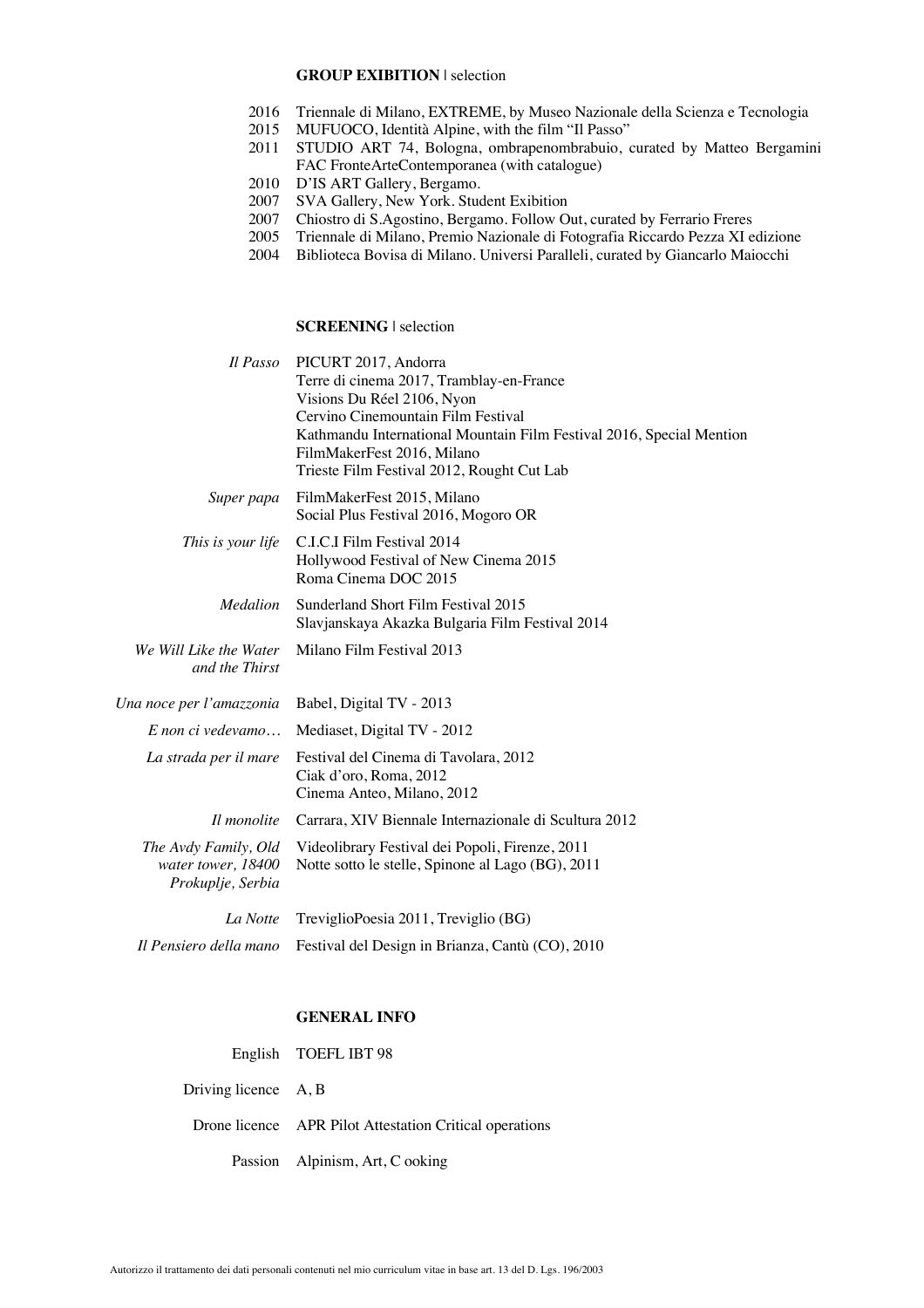**GROUP EXIBITION** | selection

| | |
|---|---|
| 2016 | Triennale di Milano, EXTREME, by Museo Nazionale della Scienza e Tecnologia |
| 2015 | MUFUOCO, Identità Alpine, with the film "Il Passo" |
| 2011 | STUDIO ART 74, Bologna, ombrapenombrabuio, curated by Matteo Bergamini FAC FronteArteContemporanea (with catalogue) |
| 2010 | D'IS ART Gallery, Bergamo. |
| 2007 | SVA Gallery, New York. Student Exibition |
| 2007 | Chiostro di S.Agostino, Bergamo. Follow Out, curated by Ferrario Freres |
| 2005 | Triennale di Milano, Premio Nazionale di Fotografia Riccardo Pezza XI edizione |
| 2004 | Biblioteca Bovisa di Milano. Universi Paralleli, curated by Giancarlo Maiocchi |

**SCREENING** | selection

| | |
|---|---|
| *Il Passo* | PICURT 2017, Andorra<br>Terre di cinema 2017, Tramblay-en-France<br>Visions Du Réel 2106, Nyon<br>Cervino Cinemountain Film Festival<br>Kathmandu International Mountain Film Festival 2016, Special Mention<br>FilmMakerFest 2016, Milano<br>Trieste Film Festival 2012, Rought Cut Lab |
| *Super papa* | FilmMakerFest 2015, Milano<br>Social Plus Festival 2016, Mogoro OR |
| *This is your life* | C.I.C.I Film Festival 2014<br>Hollywood Festival of New Cinema 2015<br>Roma Cinema DOC 2015 |
| *Medalion* | Sunderland Short Film Festival 2015<br>Slavjanskaya Akazka Bulgaria Film Festival 2014 |
| *We Will Like the Water and the Thirst* | Milano Film Festival 2013 |
| *Una noce per l'amazzonia* | Babel, Digital TV - 2013 |
| *E non ci vedevamo…* | Mediaset, Digital TV - 2012 |
| *La strada per il mare* | Festival del Cinema di Tavolara, 2012<br>Ciak d'oro, Roma, 2012<br>Cinema Anteo, Milano, 2012 |
| *Il monolite* | Carrara, XIV Biennale Internazionale di Scultura 2012 |
| *The Avdy Family, Old water tower, 18400 Prokuplje, Serbia* | Videolibrary Festival dei Popoli, Firenze, 2011<br>Notte sotto le stelle, Spinone al Lago (BG), 2011 |
| *La Notte* | TreviglioPoesia 2011, Treviglio (BG) |
| *Il Pensiero della mano* | Festival del Design in Brianza, Cantù (CO), 2010 |

**GENERAL INFO**

| | |
|---|---|
| English | TOEFL IBT 98 |
| Driving licence | A, B |
| Drone licence | APR Pilot Attestation Critical operations |
| Passion | Alpinism, Art, C ooking |

Autorizzo il trattamento dei dati personali contenuti nel mio curriculum vitae in base art. 13 del D. Lgs. 196/2003